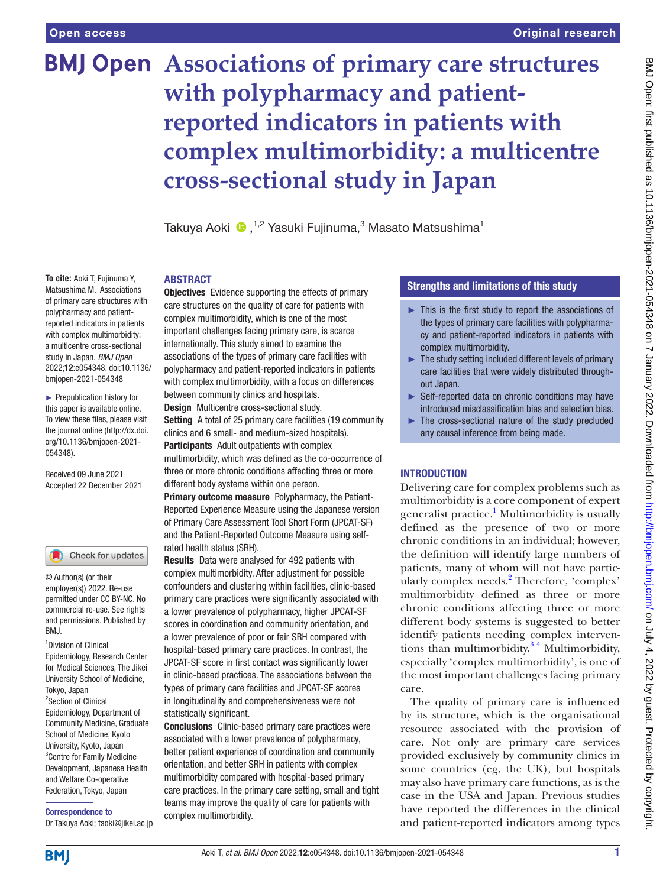Open access

Original research

# Associations of primary care structures with polypharmacy and patient-reported indicators in patients with complex multimorbidity: a multicentre cross-sectional study in Japan

Takuya Aoki [1,2], Yasuki Fujinuma [3], Masato Matsushima [1]

**To cite:** Aoki T, Fujinuma Y, Matsushima M. Associations of primary care structures with polypharmacy and patient-reported indicators in patients with complex multimorbidity: a multicentre cross-sectional study in Japan. *BMJ Open* 2022;**12**:e054348. doi:10.1136/bmjopen-2021-054348

► Prepublication history for this paper is available online. To view these files, please visit the journal online (http://dx.doi.org/10.1136/bmjopen-2021-054348).

Received 09 June 2021
Accepted 22 December 2021

© Author(s) (or their employer(s)) 2022. Re-use permitted under CC BY-NC. No commercial re-use. See rights and permissions. Published by BMJ.

[1]Division of Clinical Epidemiology, Research Center for Medical Sciences, The Jikei University School of Medicine, Tokyo, Japan
[2]Section of Clinical Epidemiology, Department of Community Medicine, Graduate School of Medicine, Kyoto University, Kyoto, Japan
[3]Centre for Family Medicine Development, Japanese Health and Welfare Co-operative Federation, Tokyo, Japan

**Correspondence to**
Dr Takuya Aoki; taoki@jikei.ac.jp

## ABSTRACT

**Objectives** Evidence supporting the effects of primary care structures on the quality of care for patients with complex multimorbidity, which is one of the most important challenges facing primary care, is scarce internationally. This study aimed to examine the associations of the types of primary care facilities with polypharmacy and patient-reported indicators in patients with complex multimorbidity, with a focus on differences between community clinics and hospitals.

**Design** Multicentre cross-sectional study.

**Setting** A total of 25 primary care facilities (19 community clinics and 6 small- and medium-sized hospitals).

**Participants** Adult outpatients with complex multimorbidity, which was defined as the co-occurrence of three or more chronic conditions affecting three or more different body systems within one person.

**Primary outcome measure** Polypharmacy, the Patient-Reported Experience Measure using the Japanese version of Primary Care Assessment Tool Short Form (JPCAT-SF) and the Patient-Reported Outcome Measure using self-rated health status (SRH).

**Results** Data were analysed for 492 patients with complex multimorbidity. After adjustment for possible confounders and clustering within facilities, clinic-based primary care practices were significantly associated with a lower prevalence of polypharmacy, higher JPCAT-SF scores in coordination and community orientation, and a lower prevalence of poor or fair SRH compared with hospital-based primary care practices. In contrast, the JPCAT-SF score in first contact was significantly lower in clinic-based practices. The associations between the types of primary care facilities and JPCAT-SF scores in longitudinality and comprehensiveness were not statistically significant.

**Conclusions** Clinic-based primary care practices were associated with a lower prevalence of polypharmacy, better patient experience of coordination and community orientation, and better SRH in patients with complex multimorbidity compared with hospital-based primary care practices. In the primary care setting, small and tight teams may improve the quality of care for patients with complex multimorbidity.

### Strengths and limitations of this study

- ► This is the first study to report the associations of the types of primary care facilities with polypharmacy and patient-reported indicators in patients with complex multimorbidity.
- ► The study setting included different levels of primary care facilities that were widely distributed throughout Japan.
- ► Self-reported data on chronic conditions may have introduced misclassification bias and selection bias.
- ► The cross-sectional nature of the study precluded any causal inference from being made.

## INTRODUCTION

Delivering care for complex problems such as multimorbidity is a core component of expert generalist practice.[1] Multimorbidity is usually defined as the presence of two or more chronic conditions in an individual; however, the definition will identify large numbers of patients, many of whom will not have particularly complex needs.[2] Therefore, 'complex' multimorbidity defined as three or more chronic conditions affecting three or more different body systems is suggested to better identify patients needing complex interventions than multimorbidity.[3 4] Multimorbidity, especially 'complex multimorbidity', is one of the most important challenges facing primary care.

The quality of primary care is influenced by its structure, which is the organisational resource associated with the provision of care. Not only are primary care services provided exclusively by community clinics in some countries (eg, the UK), but hospitals may also have primary care functions, as is the case in the USA and Japan. Previous studies have reported the differences in the clinical and patient-reported indicators among types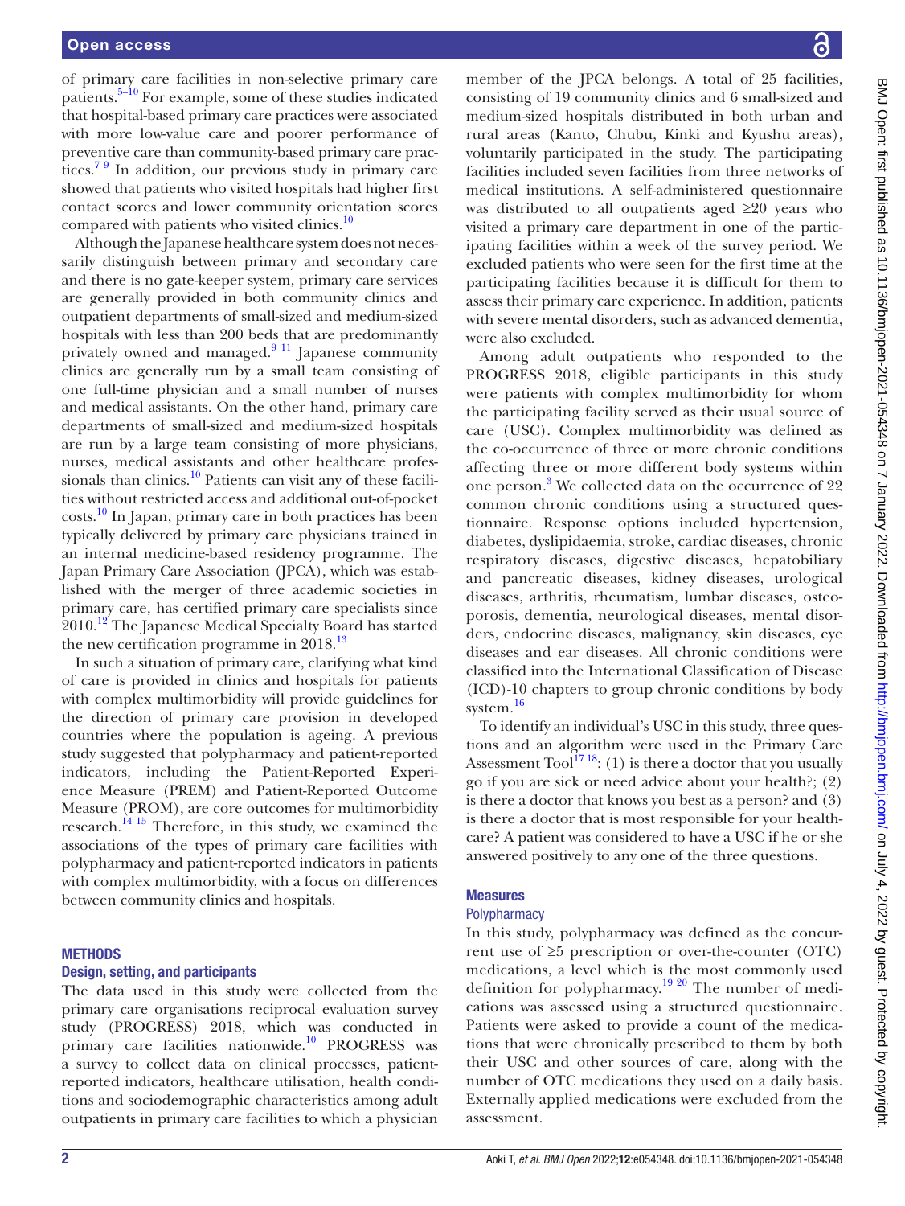of primary care facilities in non-selective primary care patients.[5–10] For example, some of these studies indicated that hospital-based primary care practices were associated with more low-value care and poorer performance of preventive care than community-based primary care practices.[7 9] In addition, our previous study in primary care showed that patients who visited hospitals had higher first contact scores and lower community orientation scores compared with patients who visited clinics.[10]

Although the Japanese healthcare system does not necessarily distinguish between primary and secondary care and there is no gate-keeper system, primary care services are generally provided in both community clinics and outpatient departments of small-sized and medium-sized hospitals with less than 200 beds that are predominantly privately owned and managed.[9 11] Japanese community clinics are generally run by a small team consisting of one full-time physician and a small number of nurses and medical assistants. On the other hand, primary care departments of small-sized and medium-sized hospitals are run by a large team consisting of more physicians, nurses, medical assistants and other healthcare professionals than clinics.[10] Patients can visit any of these facilities without restricted access and additional out-of-pocket costs.[10] In Japan, primary care in both practices has been typically delivered by primary care physicians trained in an internal medicine-based residency programme. The Japan Primary Care Association (JPCA), which was established with the merger of three academic societies in primary care, has certified primary care specialists since 2010.[12] The Japanese Medical Specialty Board has started the new certification programme in 2018.[13]

In such a situation of primary care, clarifying what kind of care is provided in clinics and hospitals for patients with complex multimorbidity will provide guidelines for the direction of primary care provision in developed countries where the population is ageing. A previous study suggested that polypharmacy and patient-reported indicators, including the Patient-Reported Experience Measure (PREM) and Patient-Reported Outcome Measure (PROM), are core outcomes for multimorbidity research.[14 15] Therefore, in this study, we examined the associations of the types of primary care facilities with polypharmacy and patient-reported indicators in patients with complex multimorbidity, with a focus on differences between community clinics and hospitals.

## METHODS

### Design, setting, and participants

The data used in this study were collected from the primary care organisations reciprocal evaluation survey study (PROGRESS) 2018, which was conducted in primary care facilities nationwide.[10] PROGRESS was a survey to collect data on clinical processes, patient-reported indicators, healthcare utilisation, health conditions and sociodemographic characteristics among adult outpatients in primary care facilities to which a physician member of the JPCA belongs. A total of 25 facilities, consisting of 19 community clinics and 6 small-sized and medium-sized hospitals distributed in both urban and rural areas (Kanto, Chubu, Kinki and Kyushu areas), voluntarily participated in the study. The participating facilities included seven facilities from three networks of medical institutions. A self-administered questionnaire was distributed to all outpatients aged ≥20 years who visited a primary care department in one of the participating facilities within a week of the survey period. We excluded patients who were seen for the first time at the participating facilities because it is difficult for them to assess their primary care experience. In addition, patients with severe mental disorders, such as advanced dementia, were also excluded.

Among adult outpatients who responded to the PROGRESS 2018, eligible participants in this study were patients with complex multimorbidity for whom the participating facility served as their usual source of care (USC). Complex multimorbidity was defined as the co-occurrence of three or more chronic conditions affecting three or more different body systems within one person.[3] We collected data on the occurrence of 22 common chronic conditions using a structured questionnaire. Response options included hypertension, diabetes, dyslipidaemia, stroke, cardiac diseases, chronic respiratory diseases, digestive diseases, hepatobiliary and pancreatic diseases, kidney diseases, urological diseases, arthritis, rheumatism, lumbar diseases, osteoporosis, dementia, neurological diseases, mental disorders, endocrine diseases, malignancy, skin diseases, eye diseases and ear diseases. All chronic conditions were classified into the International Classification of Disease (ICD)-10 chapters to group chronic conditions by body system.[16]

To identify an individual's USC in this study, three questions and an algorithm were used in the Primary Care Assessment Tool[17 18]: (1) is there a doctor that you usually go if you are sick or need advice about your health?; (2) is there a doctor that knows you best as a person? and (3) is there a doctor that is most responsible for your healthcare? A patient was considered to have a USC if he or she answered positively to any one of the three questions.

### Measures

#### Polypharmacy

In this study, polypharmacy was defined as the concurrent use of ≥5 prescription or over-the-counter (OTC) medications, a level which is the most commonly used definition for polypharmacy.[19 20] The number of medications was assessed using a structured questionnaire. Patients were asked to provide a count of the medications that were chronically prescribed to them by both their USC and other sources of care, along with the number of OTC medications they used on a daily basis. Externally applied medications were excluded from the assessment.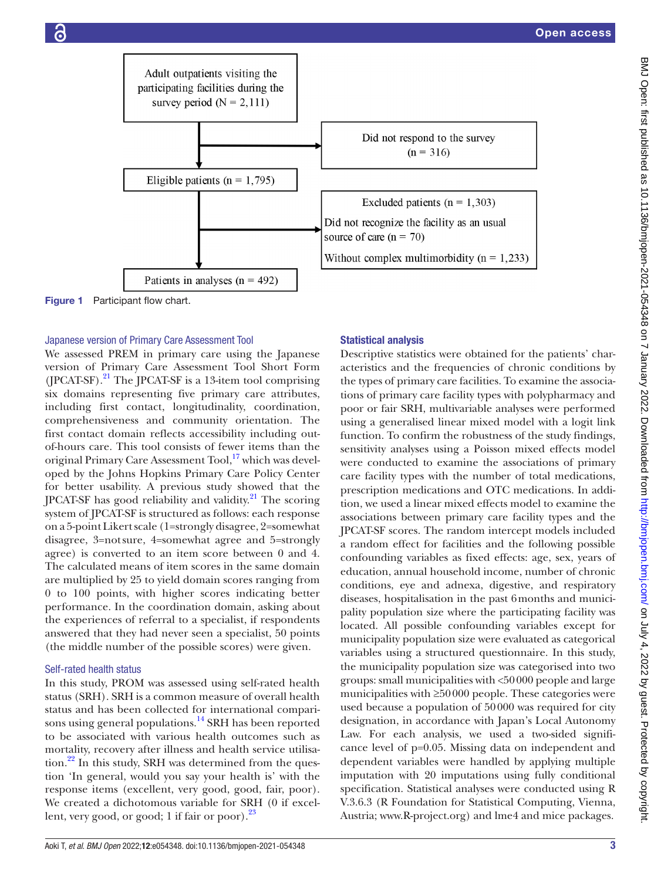Adult outpatients visiting the participating facilities during the survey period (N = 2,111)

Did not respond to the survey (n = 316)

Eligible patients (n = 1,795)

Excluded patients (n = 1,303)

Did not recognize the facility as an usual source of care (n = 70)

Without complex multimorbidity (n = 1,233)

Patients in analyses (n = 492)

**Figure 1** Participant flow chart.

### Japanese version of Primary Care Assessment Tool

We assessed PREM in primary care using the Japanese version of Primary Care Assessment Tool Short Form (JPCAT-SF).[21] The JPCAT-SF is a 13-item tool comprising six domains representing five primary care attributes, including first contact, longitudinality, coordination, comprehensiveness and community orientation. The first contact domain reflects accessibility including out-of-hours care. This tool consists of fewer items than the original Primary Care Assessment Tool,[17] which was developed by the Johns Hopkins Primary Care Policy Center for better usability. A previous study showed that the JPCAT-SF has good reliability and validity.[21] The scoring system of JPCAT-SF is structured as follows: each response on a 5-point Likert scale (1=strongly disagree, 2=somewhat disagree, 3=not sure, 4=somewhat agree and 5=strongly agree) is converted to an item score between 0 and 4. The calculated means of item scores in the same domain are multiplied by 25 to yield domain scores ranging from 0 to 100 points, with higher scores indicating better performance. In the coordination domain, asking about the experiences of referral to a specialist, if respondents answered that they had never seen a specialist, 50 points (the middle number of the possible scores) were given.

### Self-rated health status

In this study, PROM was assessed using self-rated health status (SRH). SRH is a common measure of overall health status and has been collected for international comparisons using general populations.[14] SRH has been reported to be associated with various health outcomes such as mortality, recovery after illness and health service utilisation.[22] In this study, SRH was determined from the question 'In general, would you say your health is' with the response items (excellent, very good, good, fair, poor). We created a dichotomous variable for SRH (0 if excellent, very good, or good; 1 if fair or poor).[23]

### Statistical analysis

Descriptive statistics were obtained for the patients' characteristics and the frequencies of chronic conditions by the types of primary care facilities. To examine the associations of primary care facility types with polypharmacy and poor or fair SRH, multivariable analyses were performed using a generalised linear mixed model with a logit link function. To confirm the robustness of the study findings, sensitivity analyses using a Poisson mixed effects model were conducted to examine the associations of primary care facility types with the number of total medications, prescription medications and OTC medications. In addition, we used a linear mixed effects model to examine the associations between primary care facility types and the JPCAT-SF scores. The random intercept models included a random effect for facilities and the following possible confounding variables as fixed effects: age, sex, years of education, annual household income, number of chronic conditions, eye and adnexa, digestive, and respiratory diseases, hospitalisation in the past 6 months and municipality population size where the participating facility was located. All possible confounding variables except for municipality population size were evaluated as categorical variables using a structured questionnaire. In this study, the municipality population size was categorised into two groups: small municipalities with <50 000 people and large municipalities with ≥50 000 people. These categories were used because a population of 50 000 was required for city designation, in accordance with Japan's Local Autonomy Law. For each analysis, we used a two-sided significance level of p=0.05. Missing data on independent and dependent variables were handled by applying multiple imputation with 20 imputations using fully conditional specification. Statistical analyses were conducted using R V.3.6.3 (R Foundation for Statistical Computing, Vienna, Austria; www.R-project.org) and lme4 and mice packages.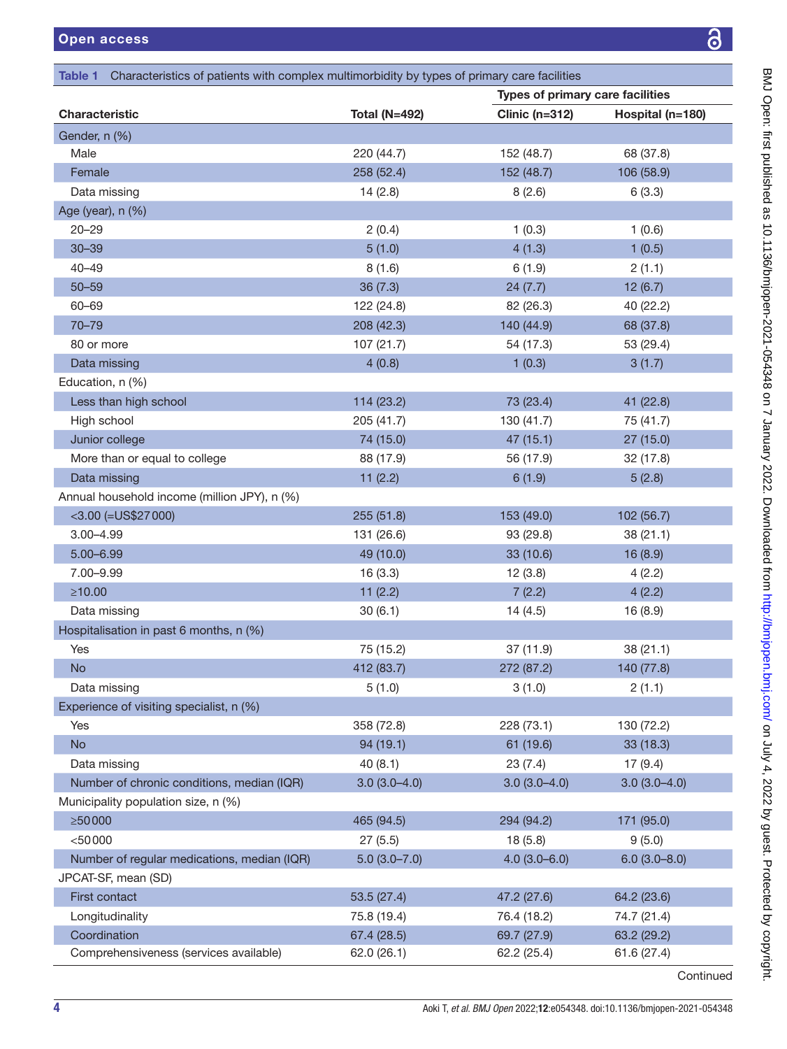**Table 1** Characteristics of patients with complex multimorbidity by types of primary care facilities

| Characteristic | Total (N=492) | Types of primary care facilities | |
|---|---|---|---|
| | | Clinic (n=312) | Hospital (n=180) |
| Gender, n (%) | | | |
| Male | 220 (44.7) | 152 (48.7) | 68 (37.8) |
| Female | 258 (52.4) | 152 (48.7) | 106 (58.9) |
| Data missing | 14 (2.8) | 8 (2.6) | 6 (3.3) |
| Age (year), n (%) | | | |
| 20–29 | 2 (0.4) | 1 (0.3) | 1 (0.6) |
| 30–39 | 5 (1.0) | 4 (1.3) | 1 (0.5) |
| 40–49 | 8 (1.6) | 6 (1.9) | 2 (1.1) |
| 50–59 | 36 (7.3) | 24 (7.7) | 12 (6.7) |
| 60–69 | 122 (24.8) | 82 (26.3) | 40 (22.2) |
| 70–79 | 208 (42.3) | 140 (44.9) | 68 (37.8) |
| 80 or more | 107 (21.7) | 54 (17.3) | 53 (29.4) |
| Data missing | 4 (0.8) | 1 (0.3) | 3 (1.7) |
| Education, n (%) | | | |
| Less than high school | 114 (23.2) | 73 (23.4) | 41 (22.8) |
| High school | 205 (41.7) | 130 (41.7) | 75 (41.7) |
| Junior college | 74 (15.0) | 47 (15.1) | 27 (15.0) |
| More than or equal to college | 88 (17.9) | 56 (17.9) | 32 (17.8) |
| Data missing | 11 (2.2) | 6 (1.9) | 5 (2.8) |
| Annual household income (million JPY), n (%) | | | |
| <3.00 (=US$27 000) | 255 (51.8) | 153 (49.0) | 102 (56.7) |
| 3.00–4.99 | 131 (26.6) | 93 (29.8) | 38 (21.1) |
| 5.00–6.99 | 49 (10.0) | 33 (10.6) | 16 (8.9) |
| 7.00–9.99 | 16 (3.3) | 12 (3.8) | 4 (2.2) |
| ≥10.00 | 11 (2.2) | 7 (2.2) | 4 (2.2) |
| Data missing | 30 (6.1) | 14 (4.5) | 16 (8.9) |
| Hospitalisation in past 6 months, n (%) | | | |
| Yes | 75 (15.2) | 37 (11.9) | 38 (21.1) |
| No | 412 (83.7) | 272 (87.2) | 140 (77.8) |
| Data missing | 5 (1.0) | 3 (1.0) | 2 (1.1) |
| Experience of visiting specialist, n (%) | | | |
| Yes | 358 (72.8) | 228 (73.1) | 130 (72.2) |
| No | 94 (19.1) | 61 (19.6) | 33 (18.3) |
| Data missing | 40 (8.1) | 23 (7.4) | 17 (9.4) |
| Number of chronic conditions, median (IQR) | 3.0 (3.0–4.0) | 3.0 (3.0–4.0) | 3.0 (3.0–4.0) |
| Municipality population size, n (%) | | | |
| ≥50 000 | 465 (94.5) | 294 (94.2) | 171 (95.0) |
| <50 000 | 27 (5.5) | 18 (5.8) | 9 (5.0) |
| Number of regular medications, median (IQR) | 5.0 (3.0–7.0) | 4.0 (3.0–6.0) | 6.0 (3.0–8.0) |
| JPCAT-SF, mean (SD) | | | |
| First contact | 53.5 (27.4) | 47.2 (27.6) | 64.2 (23.6) |
| Longitudinality | 75.8 (19.4) | 76.4 (18.2) | 74.7 (21.4) |
| Coordination | 67.4 (28.5) | 69.7 (27.9) | 63.2 (29.2) |
| Comprehensiveness (services available) | 62.0 (26.1) | 62.2 (25.4) | 61.6 (27.4) |

Continued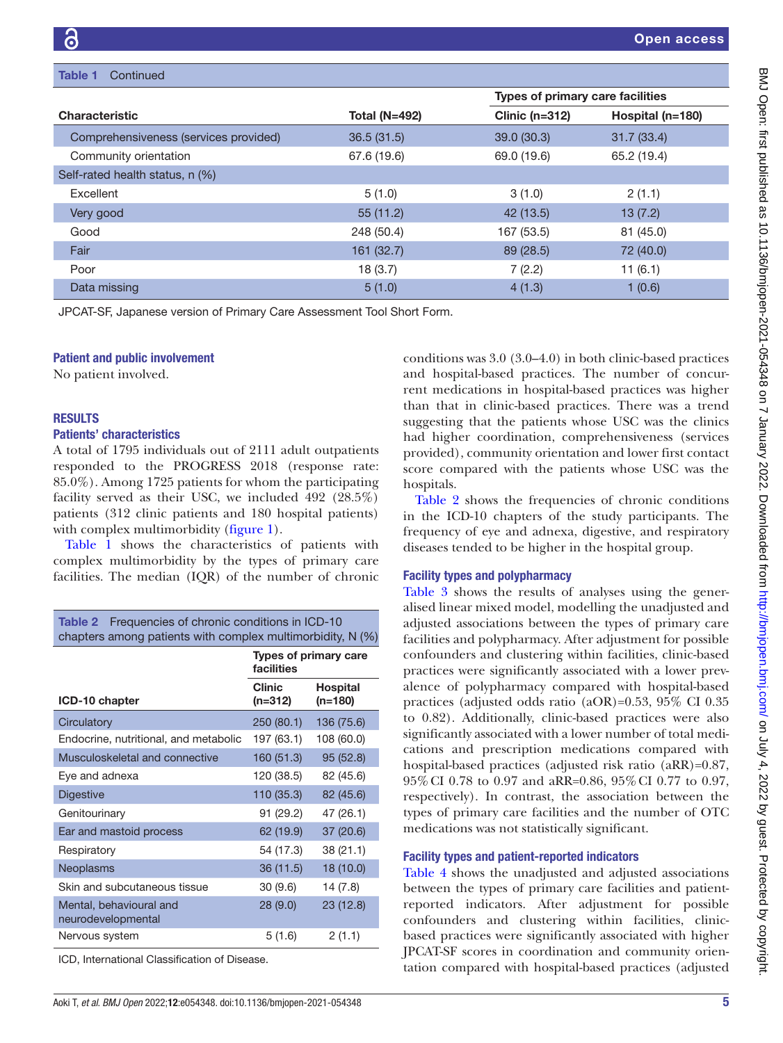Table 1 Continued

| Characteristic | Total (N=492) | Types of primary care facilities | |
|---|---|---|---|
| | | Clinic (n=312) | Hospital (n=180) |
| Comprehensiveness (services provided) | 36.5 (31.5) | 39.0 (30.3) | 31.7 (33.4) |
| Community orientation | 67.6 (19.6) | 69.0 (19.6) | 65.2 (19.4) |
| Self-rated health status, n (%) | | | |
| Excellent | 5 (1.0) | 3 (1.0) | 2 (1.1) |
| Very good | 55 (11.2) | 42 (13.5) | 13 (7.2) |
| Good | 248 (50.4) | 167 (53.5) | 81 (45.0) |
| Fair | 161 (32.7) | 89 (28.5) | 72 (40.0) |
| Poor | 18 (3.7) | 7 (2.2) | 11 (6.1) |
| Data missing | 5 (1.0) | 4 (1.3) | 1 (0.6) |

JPCAT-SF, Japanese version of Primary Care Assessment Tool Short Form.

### Patient and public involvement

No patient involved.

## RESULTS

### Patients' characteristics

A total of 1795 individuals out of 2111 adult outpatients responded to the PROGRESS 2018 (response rate: 85.0%). Among 1725 patients for whom the participating facility served as their USC, we included 492 (28.5%) patients (312 clinic patients and 180 hospital patients) with complex multimorbidity (figure 1).

Table 1 shows the characteristics of patients with complex multimorbidity by the types of primary care facilities. The median (IQR) of the number of chronic conditions was 3.0 (3.0–4.0) in both clinic-based practices and hospital-based practices. The number of concurrent medications in hospital-based practices was higher than that in clinic-based practices. There was a trend suggesting that the patients whose USC was the clinics had higher coordination, comprehensiveness (services provided), community orientation and lower first contact score compared with the patients whose USC was the hospitals.

Table 2 Frequencies of chronic conditions in ICD-10 chapters among patients with complex multimorbidity, N (%)

| ICD-10 chapter | Types of primary care facilities | |
|---|---|---|
| | Clinic (n=312) | Hospital (n=180) |
| Circulatory | 250 (80.1) | 136 (75.6) |
| Endocrine, nutritional, and metabolic | 197 (63.1) | 108 (60.0) |
| Musculoskeletal and connective | 160 (51.3) | 95 (52.8) |
| Eye and adnexa | 120 (38.5) | 82 (45.6) |
| Digestive | 110 (35.3) | 82 (45.6) |
| Genitourinary | 91 (29.2) | 47 (26.1) |
| Ear and mastoid process | 62 (19.9) | 37 (20.6) |
| Respiratory | 54 (17.3) | 38 (21.1) |
| Neoplasms | 36 (11.5) | 18 (10.0) |
| Skin and subcutaneous tissue | 30 (9.6) | 14 (7.8) |
| Mental, behavioural and neurodevelopmental | 28 (9.0) | 23 (12.8) |
| Nervous system | 5 (1.6) | 2 (1.1) |

ICD, International Classification of Disease.

Table 2 shows the frequencies of chronic conditions in the ICD-10 chapters of the study participants. The frequency of eye and adnexa, digestive, and respiratory diseases tended to be higher in the hospital group.

### Facility types and polypharmacy

Table 3 shows the results of analyses using the generalised linear mixed model, modelling the unadjusted and adjusted associations between the types of primary care facilities and polypharmacy. After adjustment for possible confounders and clustering within facilities, clinic-based practices were significantly associated with a lower prevalence of polypharmacy compared with hospital-based practices (adjusted odds ratio (aOR)=0.53, 95% CI 0.35 to 0.82). Additionally, clinic-based practices were also significantly associated with a lower number of total medications and prescription medications compared with hospital-based practices (adjusted risk ratio (aRR)=0.87, 95% CI 0.78 to 0.97 and aRR=0.86, 95% CI 0.77 to 0.97, respectively). In contrast, the association between the types of primary care facilities and the number of OTC medications was not statistically significant.

### Facility types and patient-reported indicators

Table 4 shows the unadjusted and adjusted associations between the types of primary care facilities and patient-reported indicators. After adjustment for possible confounders and clustering within facilities, clinic-based practices were significantly associated with higher JPCAT-SF scores in coordination and community orientation compared with hospital-based practices (adjusted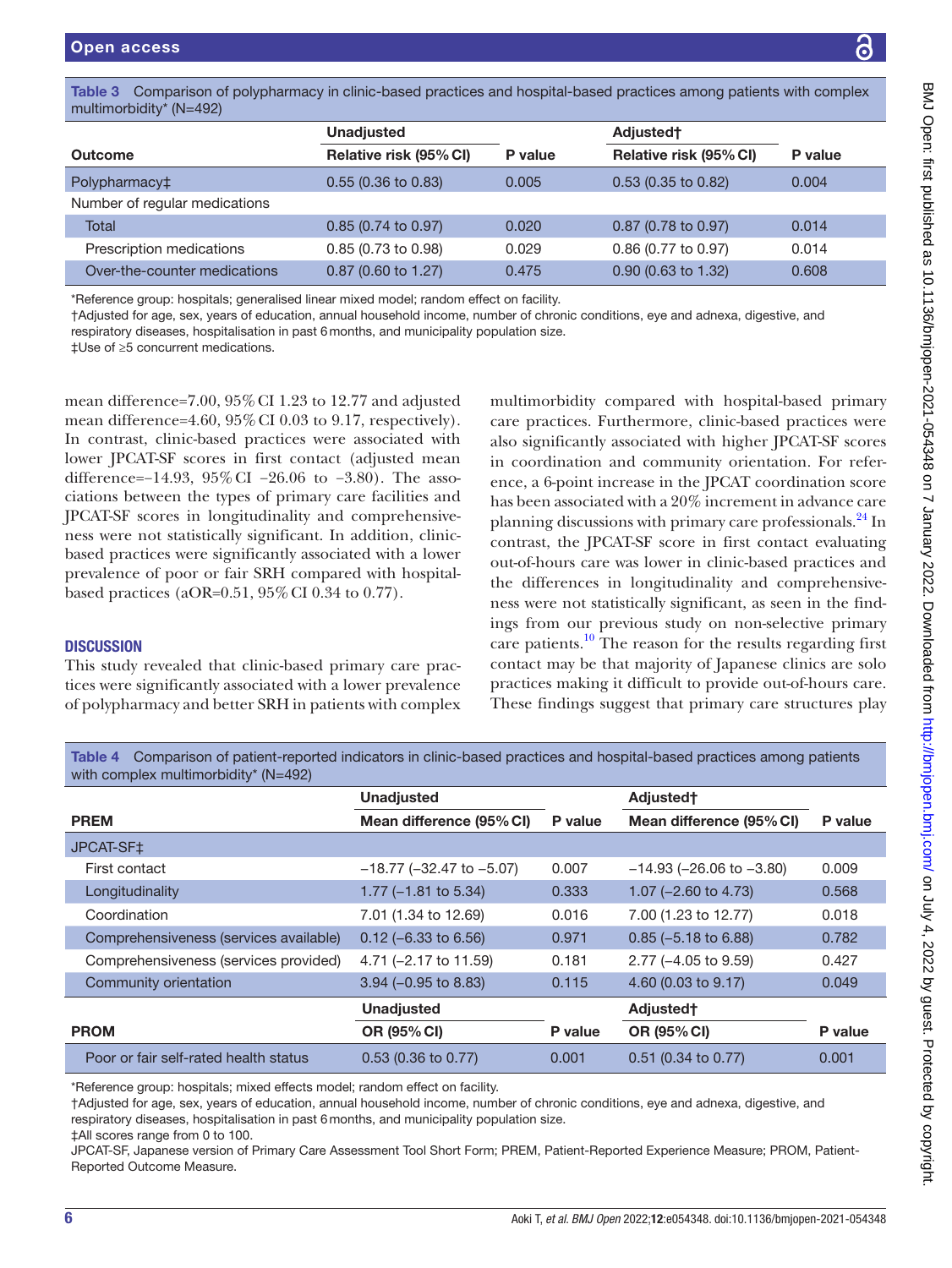Table 3 Comparison of polypharmacy in clinic-based practices and hospital-based practices among patients with complex multimorbidity* (N=492)

| | Unadjusted | | Adjusted† | |
|---|---|---|---|---|
| Outcome | Relative risk (95% CI) | P value | Relative risk (95% CI) | P value |
| Polypharmacy‡ | 0.55 (0.36 to 0.83) | 0.005 | 0.53 (0.35 to 0.82) | 0.004 |
| Number of regular medications | | | | |
| Total | 0.85 (0.74 to 0.97) | 0.020 | 0.87 (0.78 to 0.97) | 0.014 |
| Prescription medications | 0.85 (0.73 to 0.98) | 0.029 | 0.86 (0.77 to 0.97) | 0.014 |
| Over-the-counter medications | 0.87 (0.60 to 1.27) | 0.475 | 0.90 (0.63 to 1.32) | 0.608 |

*Reference group: hospitals; generalised linear mixed model; random effect on facility.
†Adjusted for age, sex, years of education, annual household income, number of chronic conditions, eye and adnexa, digestive, and respiratory diseases, hospitalisation in past 6 months, and municipality population size.
‡Use of ≥5 concurrent medications.

mean difference=7.00, 95% CI 1.23 to 12.77 and adjusted mean difference=4.60, 95% CI 0.03 to 9.17, respectively). In contrast, clinic-based practices were associated with lower JPCAT-SF scores in first contact (adjusted mean difference=−14.93, 95% CI −26.06 to −3.80). The associations between the types of primary care facilities and JPCAT-SF scores in longitudinality and comprehensiveness were not statistically significant. In addition, clinic-based practices were significantly associated with a lower prevalence of poor or fair SRH compared with hospital-based practices (aOR=0.51, 95% CI 0.34 to 0.77).

## DISCUSSION

This study revealed that clinic-based primary care practices were significantly associated with a lower prevalence of polypharmacy and better SRH in patients with complex multimorbidity compared with hospital-based primary care practices. Furthermore, clinic-based practices were also significantly associated with higher JPCAT-SF scores in coordination and community orientation. For reference, a 6-point increase in the JPCAT coordination score has been associated with a 20% increment in advance care planning discussions with primary care professionals.[24] In contrast, the JPCAT-SF score in first contact evaluating out-of-hours care was lower in clinic-based practices and the differences in longitudinality and comprehensiveness were not statistically significant, as seen in the findings from our previous study on non-selective primary care patients.[10] The reason for the results regarding first contact may be that majority of Japanese clinics are solo practices making it difficult to provide out-of-hours care. These findings suggest that primary care structures play

Table 4 Comparison of patient-reported indicators in clinic-based practices and hospital-based practices among patients with complex multimorbidity* (N=492)

| | Unadjusted | | Adjusted† | |
|---|---|---|---|---|
| PREM | Mean difference (95% CI) | P value | Mean difference (95% CI) | P value |
| JPCAT-SF‡ | | | | |
| First contact | −18.77 (−32.47 to −5.07) | 0.007 | −14.93 (−26.06 to −3.80) | 0.009 |
| Longitudinality | 1.77 (−1.81 to 5.34) | 0.333 | 1.07 (−2.60 to 4.73) | 0.568 |
| Coordination | 7.01 (1.34 to 12.69) | 0.016 | 7.00 (1.23 to 12.77) | 0.018 |
| Comprehensiveness (services available) | 0.12 (−6.33 to 6.56) | 0.971 | 0.85 (−5.18 to 6.88) | 0.782 |
| Comprehensiveness (services provided) | 4.71 (−2.17 to 11.59) | 0.181 | 2.77 (−4.05 to 9.59) | 0.427 |
| Community orientation | 3.94 (−0.95 to 8.83) | 0.115 | 4.60 (0.03 to 9.17) | 0.049 |
| | Unadjusted | | Adjusted† | |
| PROM | OR (95% CI) | P value | OR (95% CI) | P value |
| Poor or fair self-rated health status | 0.53 (0.36 to 0.77) | 0.001 | 0.51 (0.34 to 0.77) | 0.001 |

*Reference group: hospitals; mixed effects model; random effect on facility.
†Adjusted for age, sex, years of education, annual household income, number of chronic conditions, eye and adnexa, digestive, and respiratory diseases, hospitalisation in past 6 months, and municipality population size.
‡All scores range from 0 to 100.
JPCAT-SF, Japanese version of Primary Care Assessment Tool Short Form; PREM, Patient-Reported Experience Measure; PROM, Patient-Reported Outcome Measure.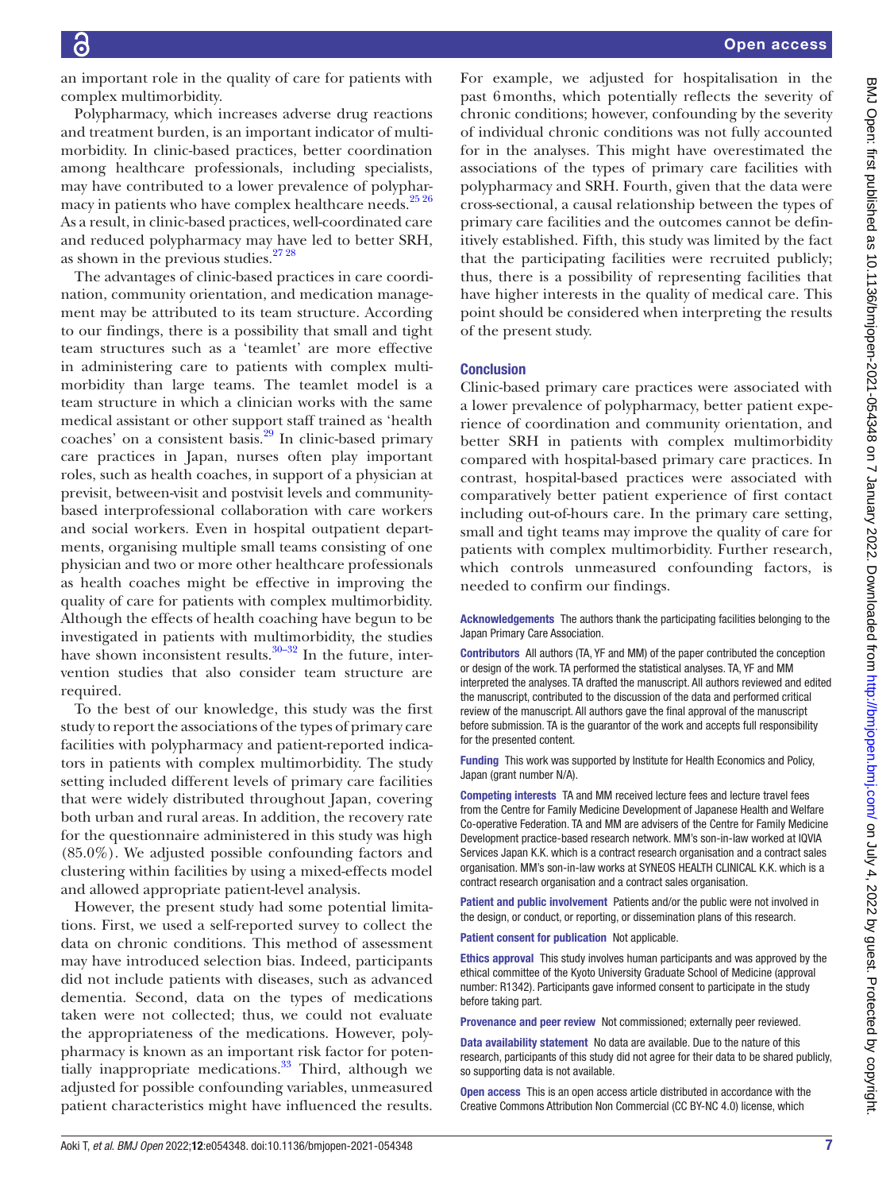an important role in the quality of care for patients with complex multimorbidity.

Polypharmacy, which increases adverse drug reactions and treatment burden, is an important indicator of multimorbidity. In clinic-based practices, better coordination among healthcare professionals, including specialists, may have contributed to a lower prevalence of polypharmacy in patients who have complex healthcare needs.[25 26] As a result, in clinic-based practices, well-coordinated care and reduced polypharmacy may have led to better SRH, as shown in the previous studies.[27 28]

The advantages of clinic-based practices in care coordination, community orientation, and medication management may be attributed to its team structure. According to our findings, there is a possibility that small and tight team structures such as a 'teamlet' are more effective in administering care to patients with complex multimorbidity than large teams. The teamlet model is a team structure in which a clinician works with the same medical assistant or other support staff trained as 'health coaches' on a consistent basis.[29] In clinic-based primary care practices in Japan, nurses often play important roles, such as health coaches, in support of a physician at previsit, between-visit and postvisit levels and community-based interprofessional collaboration with care workers and social workers. Even in hospital outpatient departments, organising multiple small teams consisting of one physician and two or more other healthcare professionals as health coaches might be effective in improving the quality of care for patients with complex multimorbidity. Although the effects of health coaching have begun to be investigated in patients with multimorbidity, the studies have shown inconsistent results.[30–32] In the future, intervention studies that also consider team structure are required.

To the best of our knowledge, this study was the first study to report the associations of the types of primary care facilities with polypharmacy and patient-reported indicators in patients with complex multimorbidity. The study setting included different levels of primary care facilities that were widely distributed throughout Japan, covering both urban and rural areas. In addition, the recovery rate for the questionnaire administered in this study was high (85.0%). We adjusted possible confounding factors and clustering within facilities by using a mixed-effects model and allowed appropriate patient-level analysis.

However, the present study had some potential limitations. First, we used a self-reported survey to collect the data on chronic conditions. This method of assessment may have introduced selection bias. Indeed, participants did not include patients with diseases, such as advanced dementia. Second, data on the types of medications taken were not collected; thus, we could not evaluate the appropriateness of the medications. However, polypharmacy is known as an important risk factor for potentially inappropriate medications.[33] Third, although we adjusted for possible confounding variables, unmeasured patient characteristics might have influenced the results. For example, we adjusted for hospitalisation in the past 6 months, which potentially reflects the severity of chronic conditions; however, confounding by the severity of individual chronic conditions was not fully accounted for in the analyses. This might have overestimated the associations of the types of primary care facilities with polypharmacy and SRH. Fourth, given that the data were cross-sectional, a causal relationship between the types of primary care facilities and the outcomes cannot be definitively established. Fifth, this study was limited by the fact that the participating facilities were recruited publicly; thus, there is a possibility of representing facilities that have higher interests in the quality of medical care. This point should be considered when interpreting the results of the present study.

## Conclusion

Clinic-based primary care practices were associated with a lower prevalence of polypharmacy, better patient experience of coordination and community orientation, and better SRH in patients with complex multimorbidity compared with hospital-based primary care practices. In contrast, hospital-based practices were associated with comparatively better patient experience of first contact including out-of-hours care. In the primary care setting, small and tight teams may improve the quality of care for patients with complex multimorbidity. Further research, which controls unmeasured confounding factors, is needed to confirm our findings.

**Acknowledgements** The authors thank the participating facilities belonging to the Japan Primary Care Association.

**Contributors** All authors (TA, YF and MM) of the paper contributed the conception or design of the work. TA performed the statistical analyses. TA, YF and MM interpreted the analyses. TA drafted the manuscript. All authors reviewed and edited the manuscript, contributed to the discussion of the data and performed critical review of the manuscript. All authors gave the final approval of the manuscript before submission. TA is the guarantor of the work and accepts full responsibility for the presented content.

**Funding** This work was supported by Institute for Health Economics and Policy, Japan (grant number N/A).

**Competing interests** TA and MM received lecture fees and lecture travel fees from the Centre for Family Medicine Development of Japanese Health and Welfare Co-operative Federation. TA and MM are advisers of the Centre for Family Medicine Development practice-based research network. MM's son-in-law worked at IQVIA Services Japan K.K. which is a contract research organisation and a contract sales organisation. MM's son-in-law works at SYNEOS HEALTH CLINICAL K.K. which is a contract research organisation and a contract sales organisation.

**Patient and public involvement** Patients and/or the public were not involved in the design, or conduct, or reporting, or dissemination plans of this research.

**Patient consent for publication** Not applicable.

**Ethics approval** This study involves human participants and was approved by the ethical committee of the Kyoto University Graduate School of Medicine (approval number: R1342). Participants gave informed consent to participate in the study before taking part.

**Provenance and peer review** Not commissioned; externally peer reviewed.

**Data availability statement** No data are available. Due to the nature of this research, participants of this study did not agree for their data to be shared publicly, so supporting data is not available.

**Open access** This is an open access article distributed in accordance with the Creative Commons Attribution Non Commercial (CC BY-NC 4.0) license, which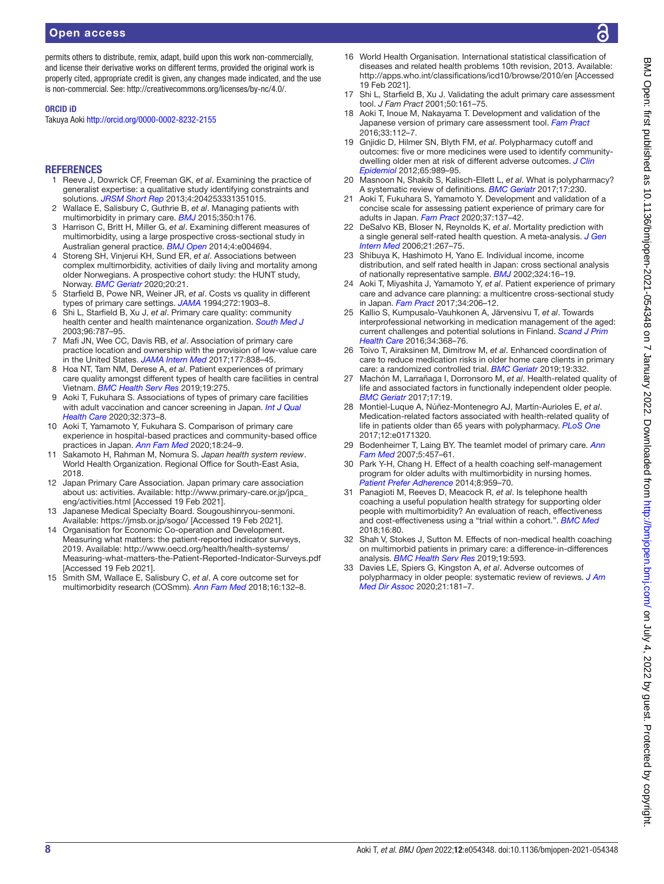permits others to distribute, remix, adapt, build upon this work non-commercially, and license their derivative works on different terms, provided the original work is properly cited, appropriate credit is given, any changes made indicated, and the use is non-commercial. See: http://creativecommons.org/licenses/by-nc/4.0/.

**ORCID iD**

Takuya Aoki http://orcid.org/0000-0002-8232-2155

## REFERENCES

1. Reeve J, Dowrick CF, Freeman GK, *et al*. Examining the practice of generalist expertise: a qualitative study identifying constraints and solutions. *JRSM Short Rep* 2013;4:204253331351015.
2. Wallace E, Salisbury C, Guthrie B, *et al*. Managing patients with multimorbidity in primary care. *BMJ* 2015;350:h176.
3. Harrison C, Britt H, Miller G, *et al*. Examining different measures of multimorbidity, using a large prospective cross-sectional study in Australian general practice. *BMJ Open* 2014;4:e004694.
4. Storeng SH, Vinjerui KH, Sund ER, *et al*. Associations between complex multimorbidity, activities of daily living and mortality among older Norwegians. A prospective cohort study: the HUNT study, Norway. *BMC Geriatr* 2020;20:21.
5. Starfield B, Powe NR, Weiner JR, *et al*. Costs vs quality in different types of primary care settings. *JAMA* 1994;272:1903–8.
6. Shi L, Starfield B, Xu J, *et al*. Primary care quality: community health center and health maintenance organization. *South Med J* 2003;96:787–95.
7. Mafi JN, Wee CC, Davis RB, *et al*. Association of primary care practice location and ownership with the provision of low-value care in the United States. *JAMA Intern Med* 2017;177:838–45.
8. Hoa NT, Tam NM, Derese A, *et al*. Patient experiences of primary care quality amongst different types of health care facilities in central Vietnam. *BMC Health Serv Res* 2019;19:275.
9. Aoki T, Fukuhara S. Associations of types of primary care facilities with adult vaccination and cancer screening in Japan. *Int J Qual Health Care* 2020;32:373–8.
10. Aoki T, Yamamoto Y, Fukuhara S. Comparison of primary care experience in hospital-based practices and community-based office practices in Japan. *Ann Fam Med* 2020;18:24–9.
11. Sakamoto H, Rahman M, Nomura S. *Japan health system review*. World Health Organization. Regional Office for South-East Asia, 2018.
12. Japan Primary Care Association. Japan primary care association about us: activities. Available: http://www.primary-care.or.jp/jpca_eng/activities.html [Accessed 19 Feb 2021].
13. Japanese Medical Specialty Board. Sougoushinryou-senmoni. Available: https://jmsb.or.jp/sogo/ [Accessed 19 Feb 2021].
14. Organisation for Economic Co-operation and Development. Measuring what matters: the patient-reported indicator surveys, 2019. Available: http://www.oecd.org/health/health-systems/Measuring-what-matters-the-Patient-Reported-Indicator-Surveys.pdf [Accessed 19 Feb 2021].
15. Smith SM, Wallace E, Salisbury C, *et al*. A core outcome set for multimorbidity research (COSmm). *Ann Fam Med* 2018;16:132–8.
16. World Health Organisation. International statistical classification of diseases and related health problems 10th revision, 2013. Available: http://apps.who.int/classifications/icd10/browse/2010/en [Accessed 19 Feb 2021].
17. Shi L, Starfield B, Xu J. Validating the adult primary care assessment tool. *J Fam Pract* 2001;50:161–75.
18. Aoki T, Inoue M, Nakayama T. Development and validation of the Japanese version of primary care assessment tool. *Fam Pract* 2016;33:112–7.
19. Gnjidic D, Hilmer SN, Blyth FM, *et al*. Polypharmacy cutoff and outcomes: five or more medicines were used to identify community-dwelling older men at risk of different adverse outcomes. *J Clin Epidemiol* 2012;65:989–95.
20. Masnoon N, Shakib S, Kalisch-Ellett L, *et al*. What is polypharmacy? A systematic review of definitions. *BMC Geriatr* 2017;17:230.
21. Aoki T, Fukuhara S, Yamamoto Y. Development and validation of a concise scale for assessing patient experience of primary care for adults in Japan. *Fam Pract* 2020;37:137–42.
22. DeSalvo KB, Bloser N, Reynolds K, *et al*. Mortality prediction with a single general self-rated health question. A meta-analysis. *J Gen Intern Med* 2006;21:267–75.
23. Shibuya K, Hashimoto H, Yano E. Individual income, income distribution, and self rated health in Japan: cross sectional analysis of nationally representative sample. *BMJ* 2002;324:16–19.
24. Aoki T, Miyashita J, Yamamoto Y, *et al*. Patient experience of primary care and advance care planning: a multicentre cross-sectional study in Japan. *Fam Pract* 2017;34:206–12.
25. Kallio S, Kumpusalo-Vauhkonen A, Järvensivu T, *et al*. Towards interprofessional networking in medication management of the aged: current challenges and potential solutions in Finland. *Scand J Prim Health Care* 2016;34:368–76.
26. Toivo T, Airaksinen M, Dimitrow M, *et al*. Enhanced coordination of care to reduce medication risks in older home care clients in primary care: a randomized controlled trial. *BMC Geriatr* 2019;19:332.
27. Machón M, Larrañaga I, Dorronsoro M, *et al*. Health-related quality of life and associated factors in functionally independent older people. *BMC Geriatr* 2017;17:19.
28. Montiel-Luque A, Núñez-Montenegro AJ, Martín-Aurioles E, *et al*. Medication-related factors associated with health-related quality of life in patients older than 65 years with polypharmacy. *PLoS One* 2017;12:e0171320.
29. Bodenheimer T, Laing BY. The teamlet model of primary care. *Ann Fam Med* 2007;5:457–61.
30. Park Y-H, Chang H. Effect of a health coaching self-management program for older adults with multimorbidity in nursing homes. *Patient Prefer Adherence* 2014;8:959–70.
31. Panagioti M, Reeves D, Meacock R, *et al*. Is telephone health coaching a useful population health strategy for supporting older people with multimorbidity? An evaluation of reach, effectiveness and cost-effectiveness using a "trial within a cohort.". *BMC Med* 2018;16:80.
32. Shah V, Stokes J, Sutton M. Effects of non-medical health coaching on multimorbid patients in primary care: a difference-in-differences analysis. *BMC Health Serv Res* 2019;19:593.
33. Davies LE, Spiers G, Kingston A, *et al*. Adverse outcomes of polypharmacy in older people: systematic review of reviews. *J Am Med Dir Assoc* 2020;21:181–7.